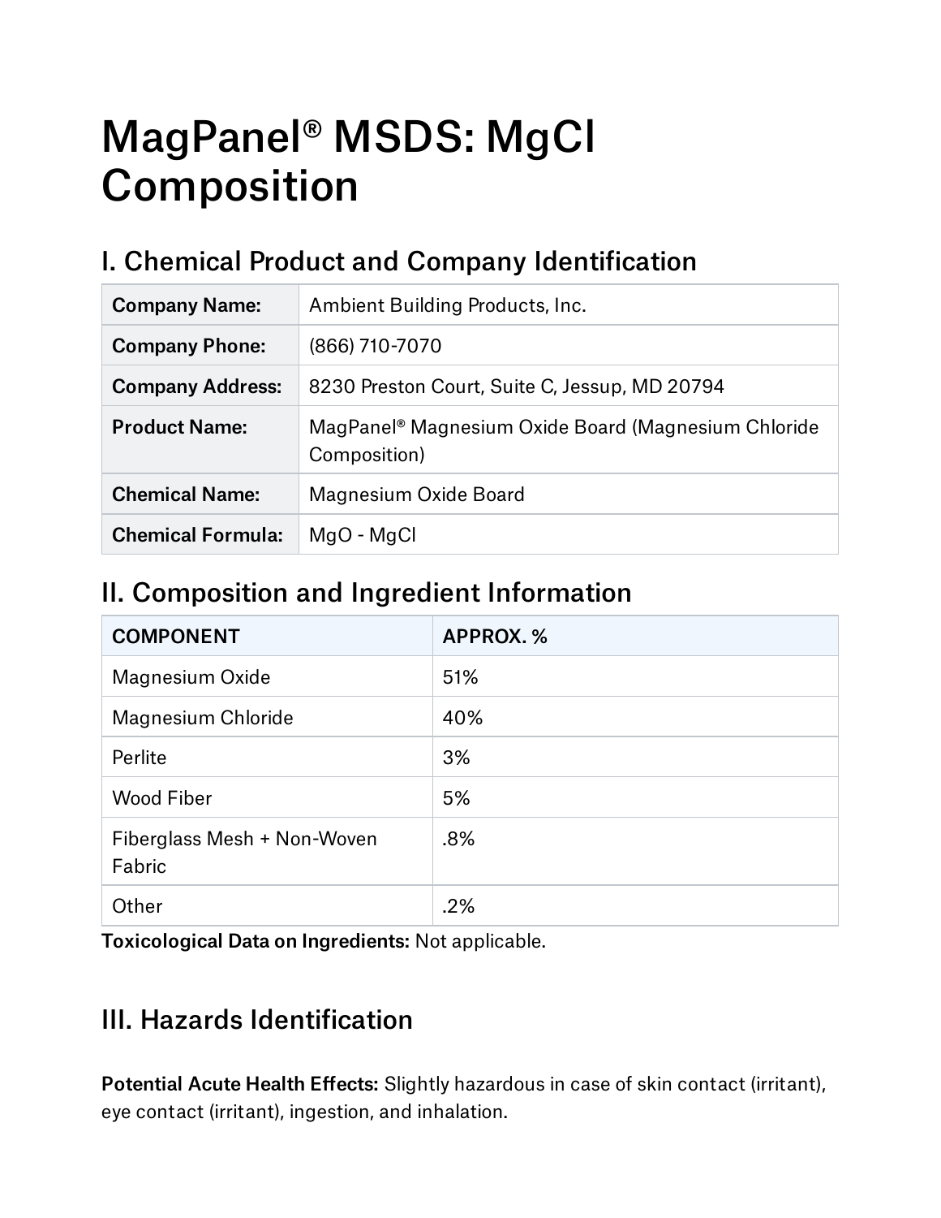# MagPanel® MSDS: MgCl Composition

## I. Chemical Product and Company Identification

| | |
|---|---|
| **Company Name:** | Ambient Building Products, Inc. |
| **Company Phone:** | (866) 710-7070 |
| **Company Address:** | 8230 Preston Court, Suite C, Jessup, MD 20794 |
| **Product Name:** | MagPanel® Magnesium Oxide Board (Magnesium Chloride Composition) |
| **Chemical Name:** | Magnesium Oxide Board |
| **Chemical Formula:** | MgO - MgCl |

## II. Composition and Ingredient Information

| COMPONENT | APPROX. % |
|---|---|
| Magnesium Oxide | 51% |
| Magnesium Chloride | 40% |
| Perlite | 3% |
| Wood Fiber | 5% |
| Fiberglass Mesh + Non-Woven Fabric | .8% |
| Other | .2% |

**Toxicological Data on Ingredients:** Not applicable.

## III. Hazards Identification

**Potential Acute Health Effects:** Slightly hazardous in case of skin contact (irritant), eye contact (irritant), ingestion, and inhalation.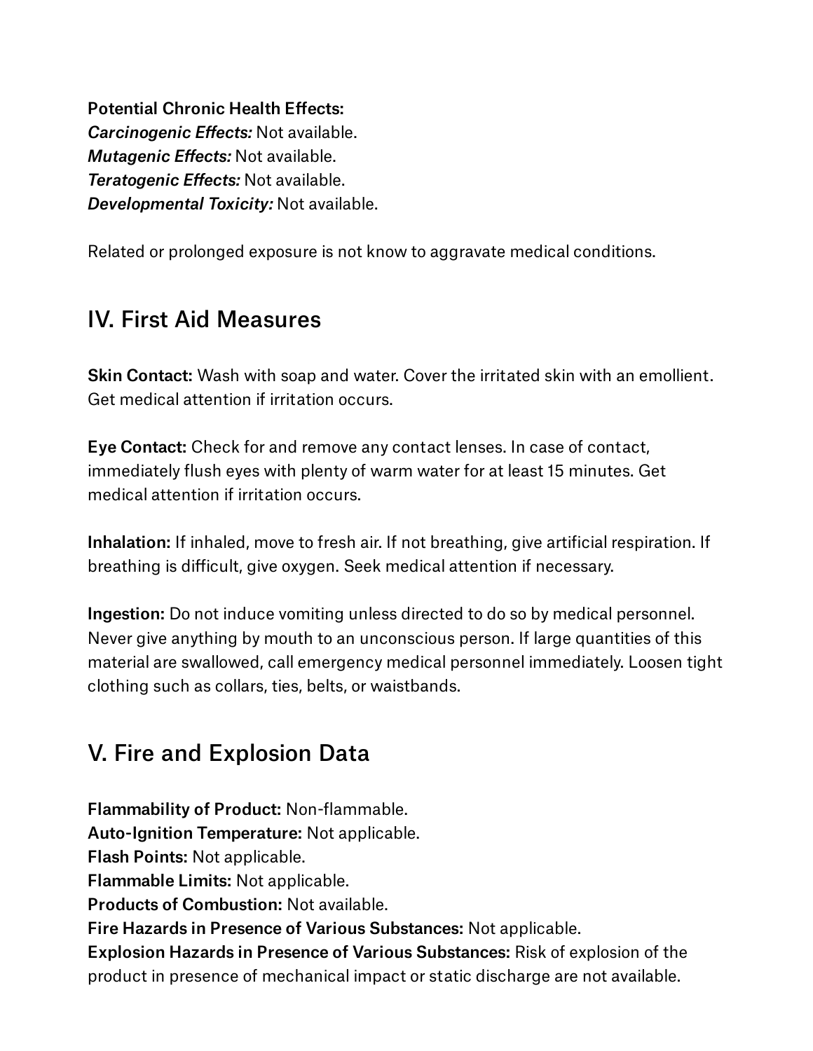**Potential Chronic Health Effects:**
***Carcinogenic Effects:*** Not available.
***Mutagenic Effects:*** Not available.
***Teratogenic Effects:*** Not available.
***Developmental Toxicity:*** Not available.

Related or prolonged exposure is not know to aggravate medical conditions.

## IV. First Aid Measures

**Skin Contact:** Wash with soap and water. Cover the irritated skin with an emollient. Get medical attention if irritation occurs.

**Eye Contact:** Check for and remove any contact lenses. In case of contact, immediately flush eyes with plenty of warm water for at least 15 minutes. Get medical attention if irritation occurs.

**Inhalation:** If inhaled, move to fresh air. If not breathing, give artificial respiration. If breathing is difficult, give oxygen. Seek medical attention if necessary.

**Ingestion:** Do not induce vomiting unless directed to do so by medical personnel. Never give anything by mouth to an unconscious person. If large quantities of this material are swallowed, call emergency medical personnel immediately. Loosen tight clothing such as collars, ties, belts, or waistbands.

## V. Fire and Explosion Data

**Flammability of Product:** Non-flammable.
**Auto-Ignition Temperature:** Not applicable.
**Flash Points:** Not applicable.
**Flammable Limits:** Not applicable.
**Products of Combustion:** Not available.
**Fire Hazards in Presence of Various Substances:** Not applicable.
**Explosion Hazards in Presence of Various Substances:** Risk of explosion of the product in presence of mechanical impact or static discharge are not available.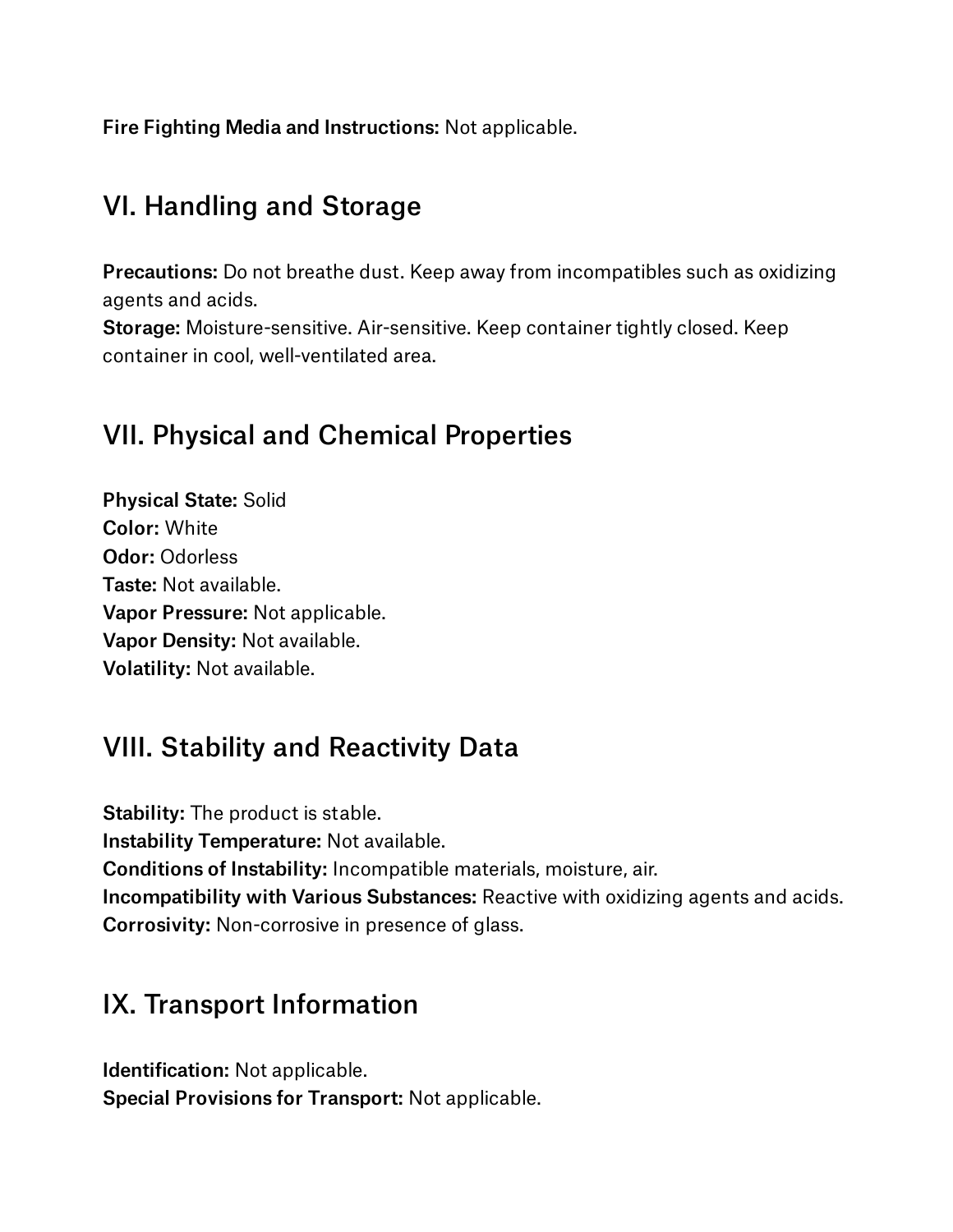**Fire Fighting Media and Instructions:** Not applicable.

## VI. Handling and Storage

**Precautions:** Do not breathe dust. Keep away from incompatibles such as oxidizing agents and acids.
**Storage:** Moisture-sensitive. Air-sensitive. Keep container tightly closed. Keep container in cool, well-ventilated area.

## VII. Physical and Chemical Properties

**Physical State:** Solid
**Color:** White
**Odor:** Odorless
**Taste:** Not available.
**Vapor Pressure:** Not applicable.
**Vapor Density:** Not available.
**Volatility:** Not available.

## VIII. Stability and Reactivity Data

**Stability:** The product is stable.
**Instability Temperature:** Not available.
**Conditions of Instability:** Incompatible materials, moisture, air.
**Incompatibility with Various Substances:** Reactive with oxidizing agents and acids.
**Corrosivity:** Non-corrosive in presence of glass.

## IX. Transport Information

**Identification:** Not applicable.
**Special Provisions for Transport:** Not applicable.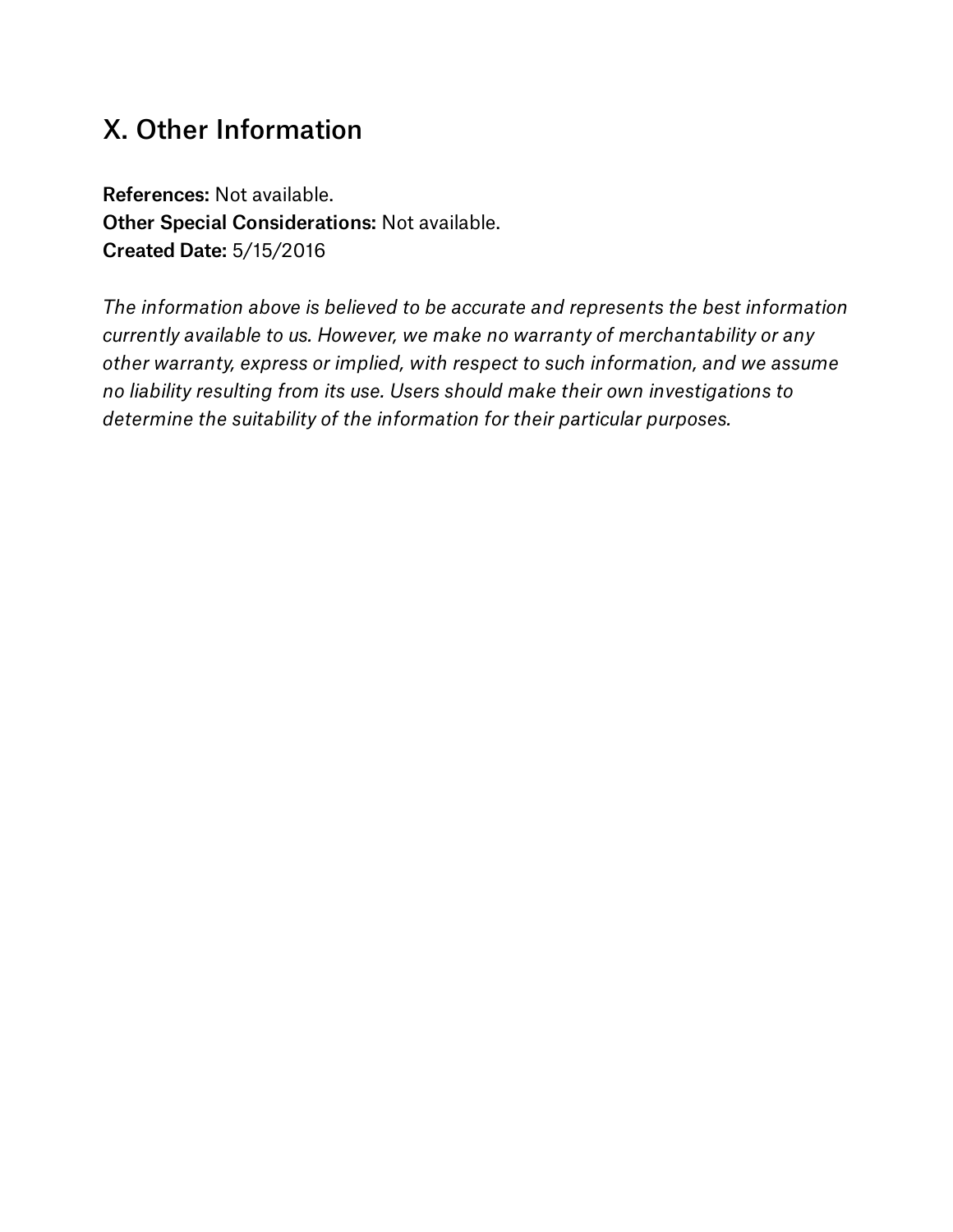## X. Other Information

**References:** Not available.
**Other Special Considerations:** Not available.
**Created Date:** 5/15/2016

*The information above is believed to be accurate and represents the best information currently available to us. However, we make no warranty of merchantability or any other warranty, express or implied, with respect to such information, and we assume no liability resulting from its use. Users should make their own investigations to determine the suitability of the information for their particular purposes.*